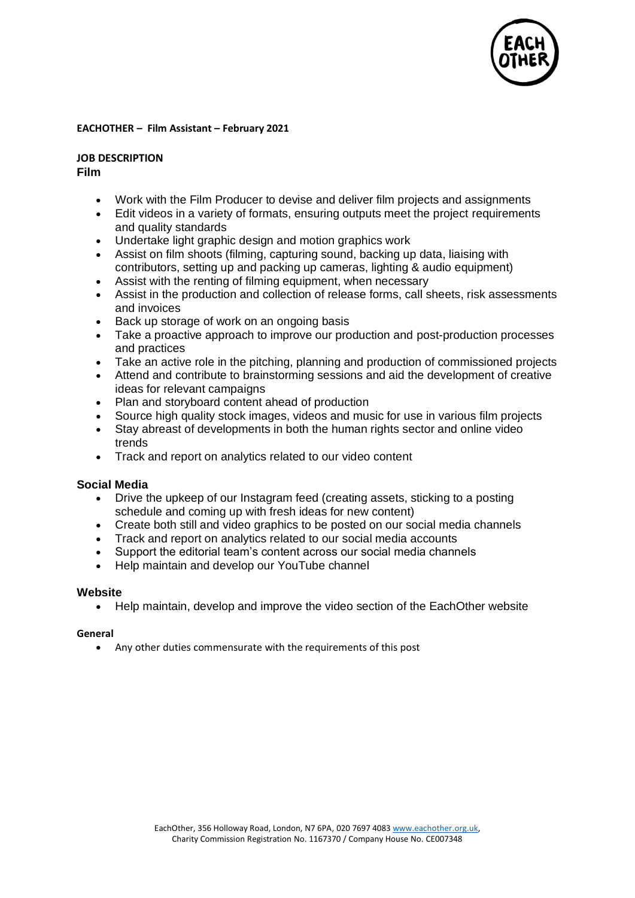**EACHOTHER – Film Assistant – February 2021**

## JOB DESCRIPTION

### Film

- Work with the Film Producer to devise and deliver film projects and assignments
- Edit videos in a variety of formats, ensuring outputs meet the project requirements and quality standards
- Undertake light graphic design and motion graphics work
- Assist on film shoots (filming, capturing sound, backing up data, liaising with contributors, setting up and packing up cameras, lighting & audio equipment)
- Assist with the renting of filming equipment, when necessary
- Assist in the production and collection of release forms, call sheets, risk assessments and invoices
- Back up storage of work on an ongoing basis
- Take a proactive approach to improve our production and post-production processes and practices
- Take an active role in the pitching, planning and production of commissioned projects
- Attend and contribute to brainstorming sessions and aid the development of creative ideas for relevant campaigns
- Plan and storyboard content ahead of production
- Source high quality stock images, videos and music for use in various film projects
- Stay abreast of developments in both the human rights sector and online video trends
- Track and report on analytics related to our video content

### Social Media

- Drive the upkeep of our Instagram feed (creating assets, sticking to a posting schedule and coming up with fresh ideas for new content)
- Create both still and video graphics to be posted on our social media channels
- Track and report on analytics related to our social media accounts
- Support the editorial team's content across our social media channels
- Help maintain and develop our YouTube channel

### Website

- Help maintain, develop and improve the video section of the EachOther website

### General

- Any other duties commensurate with the requirements of this post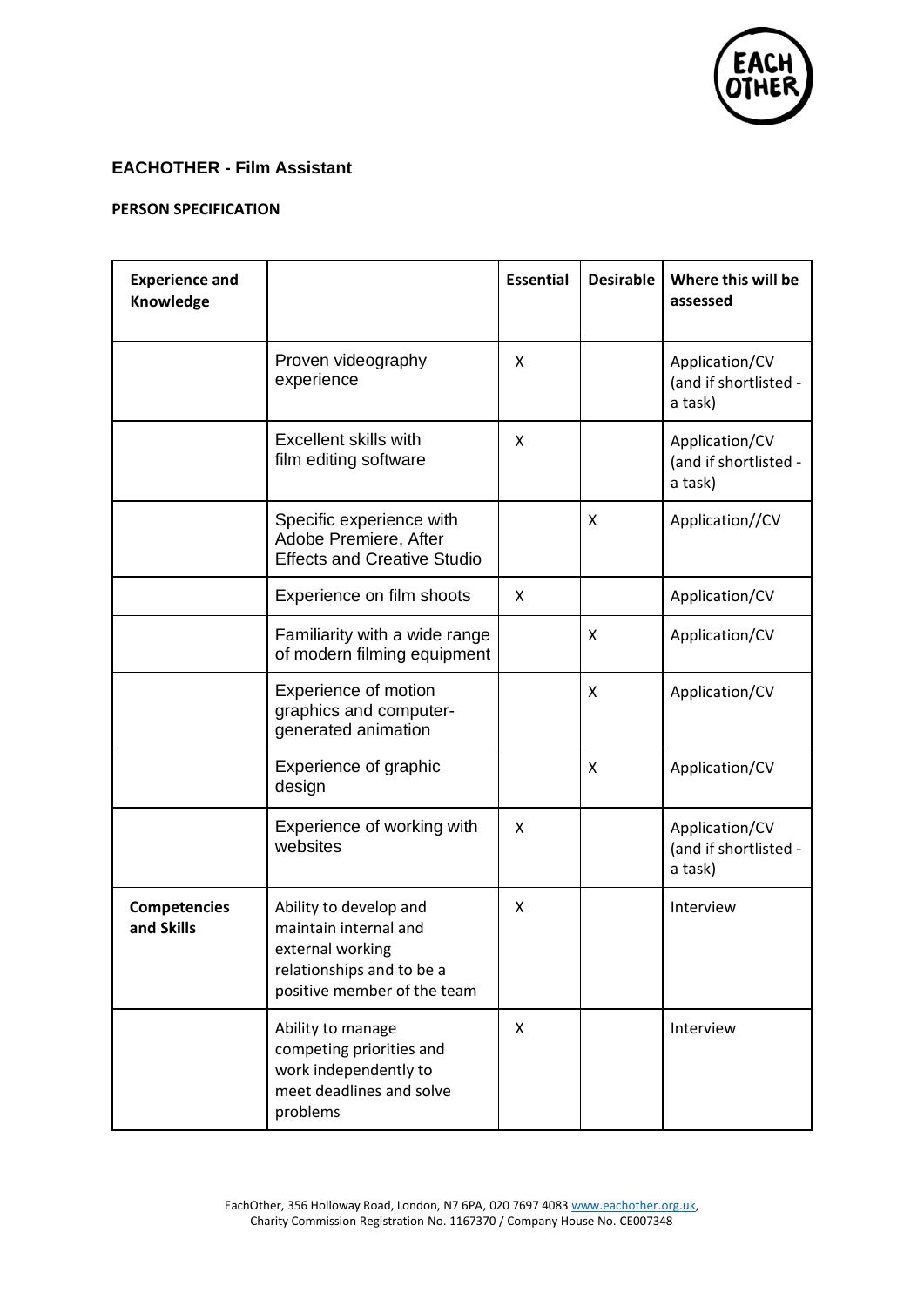## EACHOTHER - Film Assistant

### PERSON SPECIFICATION

| Experience and Knowledge | | Essential | Desirable | Where this will be assessed |
|---|---|---|---|---|
| | Proven videography experience | X | | Application/CV (and if shortlisted - a task) |
| | Excellent skills with film editing software | X | | Application/CV (and if shortlisted - a task) |
| | Specific experience with Adobe Premiere, After Effects and Creative Studio | | X | Application//CV |
| | Experience on film shoots | X | | Application/CV |
| | Familiarity with a wide range of modern filming equipment | | X | Application/CV |
| | Experience of motion graphics and computer-generated animation | | X | Application/CV |
| | Experience of graphic design | | X | Application/CV |
| | Experience of working with websites | X | | Application/CV (and if shortlisted - a task) |
| **Competencies and Skills** | Ability to develop and maintain internal and external working relationships and to be a positive member of the team | X | | Interview |
| | Ability to manage competing priorities and work independently to meet deadlines and solve problems | X | | Interview |

EachOther, 356 Holloway Road, London, N7 6PA, 020 7697 4083 www.eachother.org.uk,
Charity Commission Registration No. 1167370 / Company House No. CE007348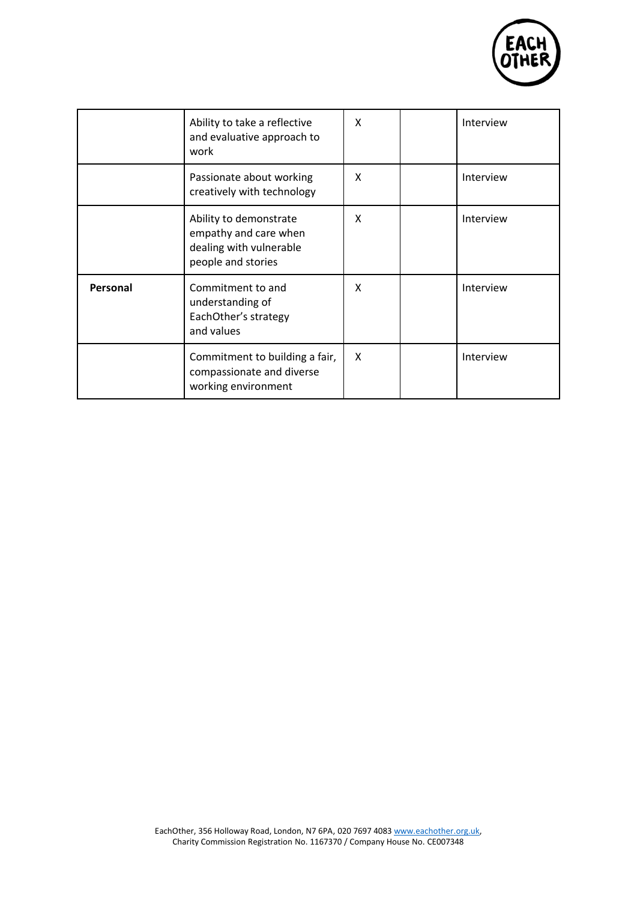| | | | | |
|---|---|---|---|---|
| | Ability to take a reflective and evaluative approach to work | X | | Interview |
| | Passionate about working creatively with technology | X | | Interview |
| | Ability to demonstrate empathy and care when dealing with vulnerable people and stories | X | | Interview |
| **Personal** | Commitment to and understanding of EachOther's strategy and values | X | | Interview |
| | Commitment to building a fair, compassionate and diverse working environment | X | | Interview |

EachOther, 356 Holloway Road, London, N7 6PA, 020 7697 4083 www.eachother.org.uk,
Charity Commission Registration No. 1167370 / Company House No. CE007348